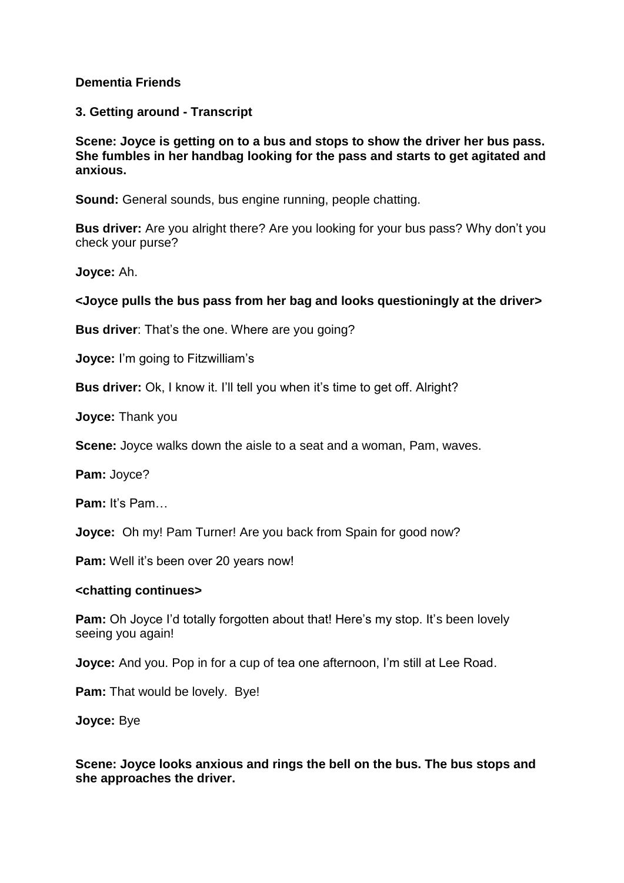**Dementia Friends**

**3. Getting around - Transcript**

**Scene: Joyce is getting on to a bus and stops to show the driver her bus pass. She fumbles in her handbag looking for the pass and starts to get agitated and anxious.**

**Sound:** General sounds, bus engine running, people chatting.

**Bus driver:** Are you alright there? Are you looking for your bus pass? Why don't you check your purse?

**Joyce:** Ah.

**<Joyce pulls the bus pass from her bag and looks questioningly at the driver>**

**Bus driver**: That's the one. Where are you going?

**Joyce:** I'm going to Fitzwilliam's

**Bus driver:** Ok, I know it. I'll tell you when it's time to get off. Alright?

**Joyce:** Thank you

**Scene:** Joyce walks down the aisle to a seat and a woman, Pam, waves.

**Pam:** Joyce?

**Pam:** It's Pam…

**Joyce:** Oh my! Pam Turner! Are you back from Spain for good now?

**Pam:** Well it's been over 20 years now!

**<chatting continues>**

**Pam:** Oh Joyce I'd totally forgotten about that! Here's my stop. It's been lovely seeing you again!

**Joyce:** And you. Pop in for a cup of tea one afternoon, I'm still at Lee Road.

**Pam:** That would be lovely. Bye!

**Joyce:** Bye

**Scene: Joyce looks anxious and rings the bell on the bus. The bus stops and she approaches the driver.**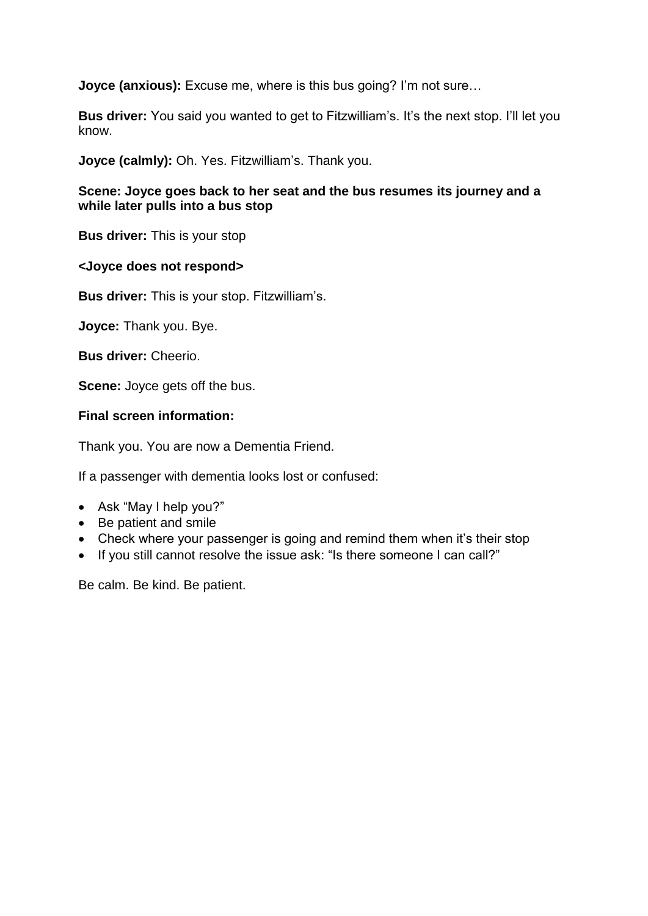**Joyce (anxious):** Excuse me, where is this bus going? I'm not sure…

**Bus driver:** You said you wanted to get to Fitzwilliam's. It's the next stop. I'll let you know.

**Joyce (calmly):** Oh. Yes. Fitzwilliam's. Thank you.

**Scene: Joyce goes back to her seat and the bus resumes its journey and a while later pulls into a bus stop**

**Bus driver:** This is your stop

**<Joyce does not respond>**

**Bus driver:** This is your stop. Fitzwilliam's.

**Joyce:** Thank you. Bye.

**Bus driver:** Cheerio.

**Scene:** Joyce gets off the bus.

**Final screen information:**

Thank you. You are now a Dementia Friend.

If a passenger with dementia looks lost or confused:

- Ask "May I help you?"
- Be patient and smile
- Check where your passenger is going and remind them when it's their stop
- If you still cannot resolve the issue ask: "Is there someone I can call?"

Be calm. Be kind. Be patient.